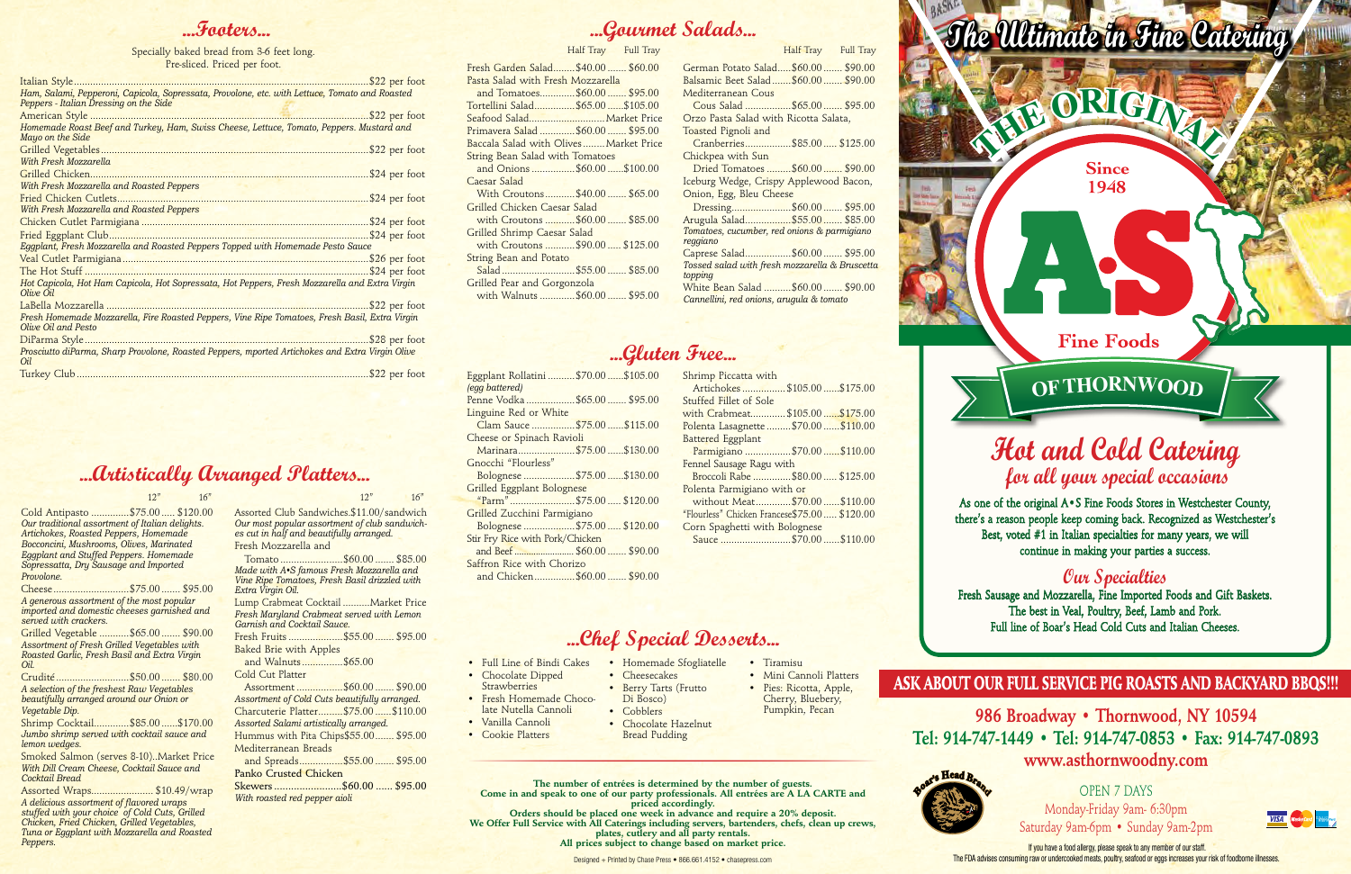## ...Footers...

Specially baked bread from 3-6 feet long.
Pre-sliced. Priced per foot.

Italian Style ........................................ $22 per foot
*Ham, Salami, Pepperoni, Capicola, Sopressata, Provolone, etc. with Lettuce, Tomato and Roasted Peppers - Italian Dressing on the Side*

American Style ........................................ $22 per foot
*Homemade Roast Beef and Turkey, Ham, Swiss Cheese, Lettuce, Tomato, Peppers. Mustard and Mayo on the Side*

Grilled Vegetables ........................................ $22 per foot
*With Fresh Mozzarella*

Grilled Chicken ........................................ $24 per foot
*With Fresh Mozzarella and Roasted Peppers*

Fried Chicken Cutlets ........................................ $24 per foot
*With Fresh Mozzarella and Roasted Peppers*

Chicken Cutlet Parmigiana ........................................ $24 per foot

Fried Eggplant Club ........................................ $24 per foot
*Eggplant, Fresh Mozzarella and Roasted Peppers Topped with Homemade Pesto Sauce*

Veal Cutlet Parmigiana ........................................ $26 per foot

The Hot Stuff ........................................ $24 per foot
*Hot Capicola, Hot Ham Capicola, Hot Sopressata, Hot Peppers, Fresh Mozzarella and Extra Virgin Olive Oil*

LaBella Mozzarella ........................................ $22 per foot
*Fresh Homemade Mozzarella, Fire Roasted Peppers, Vine Ripe Tomatoes, Fresh Basil, Extra Virgin Olive Oil and Pesto*

DiParma Style ........................................ $28 per foot
*Prosciutto diParma, Sharp Provolone, Roasted Peppers, mported Artichokes and Extra Virgin Olive Oil*

Turkey Club ........................................ $22 per foot

## ...Artistically Arranged Platters...

| | 12" | 16" |
|---|---|---|
| Cold Antipasto | $75.00 | $120.00 |
| *Our traditional assortment of Italian delights. Artichokes, Roasted Peppers, Homemade Bocconcini, Mushrooms, Olives, Marinated Eggplant and Stuffed Peppers. Homemade Sopressatta, Dry Sausage and Imported Provolone.* | | |
| Cheese | $75.00 | $95.00 |
| *A generous assortment of the most popular imported and domestic cheeses garnished and served with crackers.* | | |
| Grilled Vegetable | $65.00 | $90.00 |
| *Assortment of Fresh Grilled Vegetables with Roasted Garlic, Fresh Basil and Extra Virgin Oil.* | | |
| Crudité | $50.00 | $80.00 |
| *A selection of the freshest Raw Vegetables beautifully arranged around our Onion or Vegetable Dip.* | | |
| Shrimp Cocktail | $85.00 | $170.00 |
| *Jumbo shrimp served with cocktail sauce and lemon wedges.* | | |
| Smoked Salmon (serves 8-10) | Market Price | |
| *With Dill Cream Cheese, Cocktail Sauce and Cocktail Bread* | | |
| Assorted Wraps | $10.49/wrap | |
| *A delicious assortment of flavored wraps stuffed with your choice of Cold Cuts, Grilled Chicken, Fried Chicken, Grilled Vegetables, Tuna or Eggplant with Mozzarella and Roasted Peppers.* | | |
| Assorted Club Sandwiches | $11.00/sandwich | |
| *Our most popular assortment of club sandwiches cut in half and beautifully arranged.* | | |
| Fresh Mozzarella and Tomato | $60.00 | $85.00 |
| *Made with A•S famous Fresh Mozzarella and Vine Ripe Tomatoes, Fresh Basil drizzled with Extra Virgin Oil.* | | |
| Lump Crabmeat Cocktail | Market Price | |
| *Fresh Maryland Crabmeat served with Lemon Garnish and Cocktail Sauce.* | | |
| Fresh Fruits | $55.00 | $95.00 |
| Baked Brie with Apples and Walnuts | $65.00 | |
| Cold Cut Platter Assortment | $60.00 | $90.00 |
| *Assortment of Cold Cuts beautifully arranged.* | | |
| Charcuterie Platter | $75.00 | $110.00 |
| *Assorted Salami artistically arranged.* | | |
| Hummus with Pita Chips | $55.00 | $95.00 |
| Mediterranean Breads and Spreads | $55.00 | $95.00 |
| **Panko Crusted Chicken Skewers** | **$60.00** | **$95.00** |
| *With roasted red pepper aioli* | | |

## ...Gourmet Salads...

| | Half Tray | Full Tray |
|---|---|---|
| Fresh Garden Salad | $40.00 | $60.00 |
| Pasta Salad with Fresh Mozzarella and Tomatoes | $60.00 | $95.00 |
| Tortellini Salad | $65.00 | $105.00 |
| Seafood Salad | Market Price | |
| Primavera Salad | $60.00 | $95.00 |
| Baccala Salad with Olives | Market Price | |
| String Bean Salad with Tomatoes and Onions | $60.00 | $100.00 |
| Caesar Salad With Croutons | $40.00 | $65.00 |
| Grilled Chicken Caesar Salad with Croutons | $60.00 | $85.00 |
| Grilled Shrimp Caesar Salad with Croutons | $90.00 | $125.00 |
| String Bean and Potato Salad | $55.00 | $85.00 |
| Grilled Pear and Gorgonzola with Walnuts | $60.00 | $95.00 |
| German Potato Salad | $60.00 | $90.00 |
| Balsamic Beet Salad | $60.00 | $90.00 |
| Mediterranean Cous Cous Salad | $65.00 | $95.00 |
| Orzo Pasta Salad with Ricotta Salata, Toasted Pignoli and Cranberries | $85.00 | $125.00 |
| Chickpea with Sun Dried Tomatoes | $60.00 | $90.00 |
| Iceburg Wedge, Crispy Applewood Bacon, Onion, Egg, Bleu Cheese Dressing | $60.00 | $95.00 |
| Arugula Salad | $55.00 | $85.00 |
| *Tomatoes, cucumber, red onions & parmigiano reggiano* | | |
| Caprese Salad | $60.00 | $95.00 |
| *Tossed salad with fresh mozzarella & Bruscetta topping* | | |
| White Bean Salad | $60.00 | $90.00 |
| *Cannellini, red onions, arugula & tomato* | | |

## ...Gluten Free...

| | Half Tray | Full Tray |
|---|---|---|
| Eggplant Rollatini *(egg battered)* | $70.00 | $105.00 |
| Penne Vodka | $65.00 | $95.00 |
| Linguine Red or White Clam Sauce | $75.00 | $115.00 |
| Cheese or Spinach Ravioli Marinara | $75.00 | $130.00 |
| Gnocchi "Flourless" Bolognese | $75.00 | $130.00 |
| Grilled Eggplant Bolognese "Parm" | $75.00 | $120.00 |
| Grilled Zucchini Parmigiano Bolognese | $75.00 | $120.00 |
| Stir Fry Rice with Pork/Chicken and Beef | $60.00 | $90.00 |
| Saffron Rice with Chorizo and Chicken | $60.00 | $90.00 |
| Shrimp Piccatta with Artichokes | $105.00 | $175.00 |
| Stuffed Fillet of Sole with Crabmeat | $105.00 | $175.00 |
| Polenta Lasagnette | $70.00 | $110.00 |
| Battered Eggplant Parmigiano | $70.00 | $110.00 |
| Fennel Sausage Ragu with Broccoli Rabe | $80.00 | $125.00 |
| Polenta Parmigiano with or without Meat | $70.00 | $110.00 |
| "Flourless" Chicken Francese | $75.00 | $120.00 |
| Corn Spaghetti with Bolognese Sauce | $70.00 | $110.00 |

## ...Chef Special Desserts...

- Full Line of Bindi Cakes
- Chocolate Dipped Strawberries
- Fresh Homemade Chocolate Nutella Cannoli
- Vanilla Cannoli
- Cookie Platters
- Homemade Sfogliatelle
- Cheesecakes
- Berry Tarts (Frutto Di Bosco)
- Cobblers
- Chocolate Hazelnut Bread Pudding
- Tiramisu
- Mini Cannoli Platters
- Pies: Ricotta, Apple, Cherry, Bluebery, Pumpkin, Pecan

**The number of entrées is determined by the number of guests. Come in and speak to one of our party professionals. All entrées are A LA CARTE and priced accordingly.**
**Orders should be placed one week in advance and require a 20% deposit.**
**We Offer Full Service with All Caterings including servers, bartenders, chefs, clean up crews, plates, cutlery and all party rentals.**
**All prices subject to change based on market price.**

Designed + Printed by Chase Press • 866.661.4152 • chasepress.com

# The Ultimate in Fine Catering

THE ORIGINAL
Since 1948
A•S
Fine Foods
OF THORNWOOD

## Hot and Cold Catering
### for all your special occasions

As one of the original A•S Fine Foods Stores in Westchester County, there's a reason people keep coming back. Recognized as Westchester's Best, voted #1 in Italian specialties for many years, we will continue in making your parties a success.

### Our Specialties

Fresh Sausage and Mozzarella, Fine Imported Foods and Gift Baskets. The best in Veal, Poultry, Beef, Lamb and Pork. Full line of Boar's Head Cold Cuts and Italian Cheeses.

**ASK ABOUT OUR FULL SERVICE PIG ROASTS AND BACKYARD BBQS!!!**

**986 Broadway • Thornwood, NY 10594**
**Tel: 914-747-1449 • Tel: 914-747-0853 • Fax: 914-747-0893**
**www.asthornwoodny.com**

OPEN 7 DAYS
Monday-Friday 9am- 6:30pm
Saturday 9am-6pm • Sunday 9am-2pm

If you have a food allergy, please speak to any member of our staff.
The FDA advises consuming raw or undercooked meats, poultry, seafood or eggs increases your risk of foodborne illnesses.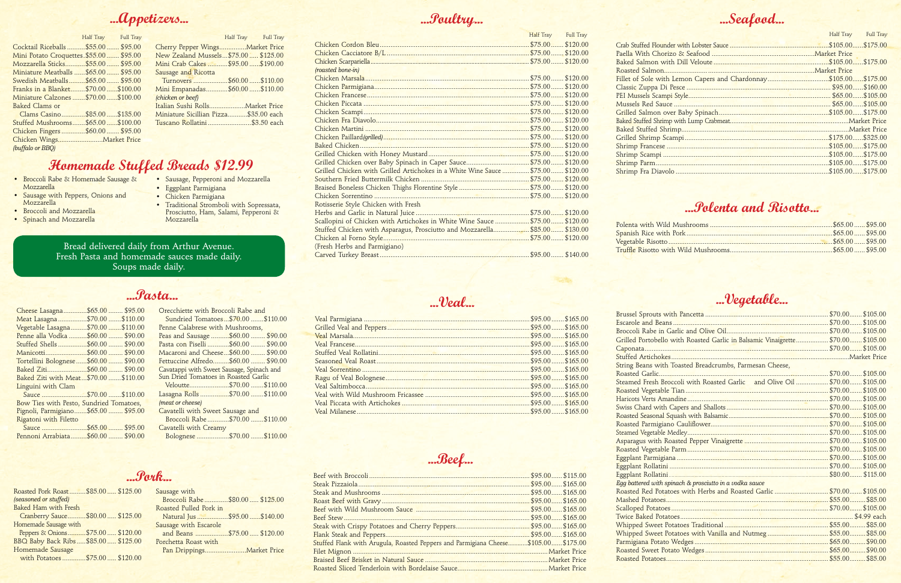# ...Appetizers...

| | Half Tray | Full Tray |
|---|---|---|
| Cocktail Riceballs | $55.00 | $95.00 |
| Mini Potato Croquettes | $55.00 | $95.00 |
| Mozzarella Sticks | $55.00 | $95.00 |
| Miniature Meatballs | $55.00 | $95.00 |
| Swedish Meatballs | $65.00 | $95.00 |
| Franks in a Blanket | $70.00 | $100.00 |
| Miniature Calzones | $70.00 | $100.00 |
| Baked Clams or Clams Casino | $85.00 | $135.00 |
| Stuffed Mushrooms | $65.00 | $100.00 |
| Chicken Fingers | $60.00 | $95.00 |
| Chicken Wings *(buffalo or BBQ)* | Market Price | |

| | Half Tray | Full Tray |
|---|---|---|
| Cherry Pepper Wings | Market Price | |
| New Zealand Mussels | $75.00 | $125.00 |
| Mini Crab Cakes | $95.00 | $190.00 |
| Sausage and Ricotta Turnovers | $60.00 | $110.00 |
| Mini Empanadas *(chicken or beef)* | $60.00 | $110.00 |
| Italian Sushi Rolls | Market Price | |
| Miniature Sicillian Pizza | $35.00 each | |
| Tuscano Rollatini | $3.50 each | |

# Homemade Stuffed Breads $12.99

- Broccoli Rabe & Homemade Sausage & Mozzarella
- Sausage with Peppers, Onions and Mozzarella
- Broccoli and Mozzarella
- Spinach and Mozzarella
- Sausage, Pepperoni and Mozzarella
- Eggplant Parmigiana
- Chicken Parmigiana
- Traditional Stromboli with Sopressata, Prosciutto, Ham, Salami, Pepperoni & Mozzarella

Bread delivered daily from Arthur Avenue.
Fresh Pasta and homemade sauces made daily.
Soups made daily.

# ...Pasta...

| | Half Tray | Full Tray |
|---|---|---|
| Cheese Lasagna | $65.00 | $95.00 |
| Meat Lasagna | $70.00 | $110.00 |
| Vegetable Lasagna | $70.00 | $110.00 |
| Penne alla Vodka | $60.00 | $90.00 |
| Stuffed Shells | $60.00 | $90.00 |
| Manicotti | $60.00 | $90.00 |
| Tortellini Bolognese | $60.00 | $90.00 |
| Baked Ziti | $60.00 | $90.00 |
| Baked Ziti with Meat | $70.00 | $110.00 |
| Linguini with Clam Sauce | $70.00 | $110.00 |
| Bow Ties with Pesto, Sundried Tomatoes, Pignoli, Parmigiano | $65.00 | $95.00 |
| Rigatoni with Filetto Sauce | $65.00 | $95.00 |
| Pennoni Arrabiata | $60.00 | $90.00 |
| Orecchiette with Broccoli Rabe and Sundried Tomatoes | $70.00 | $110.00 |
| Penne Calabrese with Mushrooms, Peas and Sausage | $60.00 | $90.00 |
| Pasta con Piselli | $60.00 | $90.00 |
| Macaroni and Cheese | $60.00 | $90.00 |
| Fettuccine Alfredo | $60.00 | $90.00 |
| Cavatappi with Sweet Sausage, Spinach and Sun Dried Tomatoes in Roasted Garlic Veloutte | $70.00 | $110.00 |
| Lasagna Rolls *(meat or cheese)* | $70.00 | $110.00 |
| Cavatelli with Sweet Sausage and Broccoli Rabe | $70.00 | $110.00 |
| Cavatelli with Creamy Bolognese | $70.00 | $110.00 |

# ...Pork...

| | Half Tray | Full Tray |
|---|---|---|
| Roasted Pork Roast *(seasoned or stuffed)* | $85.00 | $125.00 |
| Baked Ham with Fresh Cranberry Sauce | $80.00 | $125.00 |
| Homemade Sausage with Peppers & Onions | $75.00 | $120.00 |
| BBQ Baby Back Ribs | $85.00 | $125.00 |
| Homemade Sausage with Potatoes | $75.00 | $120.00 |
| Sausage with Broccoli Rabe | $80.00 | $125.00 |
| Roasted Pulled Pork in Natural Jus | $95.00 | $140.00 |
| Sausage with Escarole and Beans | $75.00 | $120.00 |
| Porchetta Roast with Pan Drippings | Market Price | |

# ...Poultry...

| | Half Tray | Full Tray |
|---|---|---|
| Chicken Cordon Bleu | $75.00 | $120.00 |
| Chicken Cacciatore B/L | $75.00 | $120.00 |
| Chicken Scarpariella *(roasted bone-in)* | $75.00 | $120.00 |
| Chicken Marsala | $75.00 | $120.00 |
| Chicken Parmigiana | $75.00 | $120.00 |
| Chicken Francese | $75.00 | $120.00 |
| Chicken Piccata | $75.00 | $120.00 |
| Chicken Scampi | $75.00 | $120.00 |
| Chicken Fra Diavolo | $75.00 | $120.00 |
| Chicken Martini | $75.00 | $120.00 |
| Chicken Paillard *(grilled)* | $75.00 | $120.00 |
| Baked Chicken | $75.00 | $120.00 |
| Grilled Chicken with Honey Mustard | $75.00 | $120.00 |
| Grilled Chicken over Baby Spinach in Caper Sauce | $75.00 | $120.00 |
| Grilled Chicken with Grilled Artichokes in a White Wine Sauce | $75.00 | $120.00 |
| Southern Fried Buttermilk Chicken | $75.00 | $120.00 |
| Braised Boneless Chicken Thighs Florentine Style | $75.00 | $120.00 |
| Chicken Sorrentino | $75.00 | $120.00 |
| Rotisserie Style Chicken with Fresh Herbs and Garlic in Natural Juice | $75.00 | $120.00 |
| Scallopini of Chicken with Artichokes in White Wine Sauce | $75.00 | $120.00 |
| Stuffed Chicken with Asparagus, Prosciutto and Mozzarella | $85.00 | $150.00 |
| Chicken al Forno Style (Fresh Herbs and Parmigiano) | $75.00 | $120.00 |
| Carved Turkey Breast | $95.00 | $140.00 |

# ...Veal...

| | Half Tray | Full Tray |
|---|---|---|
| Veal Parmigiana | $95.00 | $165.00 |
| Grilled Veal and Peppers | $95.00 | $165.00 |
| Veal Marsala | $95.00 | $165.00 |
| Veal Francese | $95.00 | $165.00 |
| Stuffed Veal Rollatini | $95.00 | $165.00 |
| Seasoned Veal Roast | $95.00 | $165.00 |
| Veal Sorrentino | $95.00 | $165.00 |
| Ragu of Veal Bolognese | $95.00 | $165.00 |
| Veal Saltimbocca | $95.00 | $165.00 |
| Veal with Wild Mushroom Fricassee | $95.00 | $165.00 |
| Veal Piccata with Artichokes | $95.00 | $165.00 |
| Veal Milanese | $95.00 | $165.00 |

# ...Beef...

| | Half Tray | Full Tray |
|---|---|---|
| Beef with Broccoli | $95.00 | $115.00 |
| Steak Pizzaiola | $95.00 | $165.00 |
| Steak and Mushrooms | $95.00 | $165.00 |
| Roast Beef with Gravy | $95.00 | $165.00 |
| Beef with Wild Mushroom Sauce | $95.00 | $165.00 |
| Beef Stew | $95.00 | $165.00 |
| Steak with Crispy Potatoes and Cherry Peppers | $95.00 | $165.00 |
| Flank Steak and Peppers | $95.00 | $165.00 |
| Stuffed Flank with Arugula, Roasted Peppers and Parmigiana Cheese | $105.00 | $175.00 |
| Filet Mignon | Market Price | |
| Braised Beef Brisket in Natural Sauce | Market Price | |
| Roasted Sliced Tenderloin with Bordelaise Sauce | Market Price | |

# ...Seafood...

| | Half Tray | Full Tray |
|---|---|---|
| Crab Stuffed Flounder with Lobster Sauce | $105.00 | $175.00 |
| Paella With Chorizo & Seafood | Market Price | |
| Baked Salmon with Dill Veloute | $105.00 | $175.00 |
| Roasted Salmon | Market Price | |
| Fillet of Sole with Lemon Capers and Chardonnay | $105.00 | $175.00 |
| Classic Zuppa Di Pesce | $95.00 | $160.00 |
| PEI Mussels Scampi Style | $65.00 | $105.00 |
| Mussels Red Sauce | $65.00 | $105.00 |
| Grilled Salmon over Baby Spinach | $105.00 | $175.00 |
| Baked Stuffed Shrimp with Lump Crabmeat | Market Price | |
| Baked Stuffed Shrimp | Market Price | |
| Grilled Shrimp Scampi | $175.00 | $325.00 |
| Shrimp Francese | $105.00 | $175.00 |
| Shrimp Scampi | $105.00 | $175.00 |
| Shrimp Parm | $105.00 | $175.00 |
| Shrimp Fra Diavolo | $105.00 | $175.00 |

# ...Polenta and Risotto...

| | Half Tray | Full Tray |
|---|---|---|
| Polenta with Wild Mushrooms | $65.00 | $95.00 |
| Spanish Rice with Pork | $65.00 | $95.00 |
| Vegetable Risotto | $65.00 | $95.00 |
| Truffle Risotto with Wild Mushrooms | $65.00 | $95.00 |

# ...Vegetable...

| | Half Tray | Full Tray |
|---|---|---|
| Brussel Sprouts with Pancetta | $70.00 | $105.00 |
| Escarole and Beans | $70.00 | $105.00 |
| Broccoli Rabe in Garlic and Olive Oil | $70.00 | $105.00 |
| Grilled Portobello with Roasted Garlic in Balsamic Vinaigrette | $70.00 | $105.00 |
| Caponata | $70.00 | $105.00 |
| Stuffed Artichokes | Market Price | |
| String Beans with Toasted Breadcrumbs, Parmesan Cheese, Roasted Garlic | $70.00 | $105.00 |
| Steamed Fresh Broccoli with Roasted Garlic and Olive Oil | $70.00 | $105.00 |
| Roasted Vegetable Tian | $70.00 | $105.00 |
| Haricots Verts Amandine | $70.00 | $105.00 |
| Swiss Chard with Capers and Shallots | $70.00 | $105.00 |
| Roasted Seasonal Squash with Balsamic | $70.00 | $105.00 |
| Roasted Parmigiano Cauliflower | $70.00 | $105.00 |
| Steamed Vegetable Medley | $70.00 | $105.00 |
| Asparagus with Roasted Pepper Vinaigrette | $70.00 | $105.00 |
| Roasted Vegetable Parm | $70.00 | $105.00 |
| Eggplant Parmigiana | $70.00 | $105.00 |
| Eggplant Rollatini | $70.00 | $105.00 |
| Eggplant Rollatini *Egg battered with spinach & prosciutto in a vodka sauce* | $80.00 | $115.00 |
| Roasted Red Potatoes with Herbs and Roasted Garlic | $70.00 | $105.00 |
| Mashed Potatoes | $55.00 | $85.00 |
| Scalloped Potatoes | $70.00 | $105.00 |
| Twice Baked Potatoes | $4.99 each | |
| Whipped Sweet Potatoes Traditional | $55.00 | $85.00 |
| Whipped Sweet Potatoes with Vanilla and Nutmeg | $55.00 | $85.00 |
| Parmigiana Potato Wedges | $65.00 | $90.00 |
| Roasted Sweet Potato Wedges | $65.00 | $90.00 |
| Roasted Potatoes | $55.00 | $85.00 |